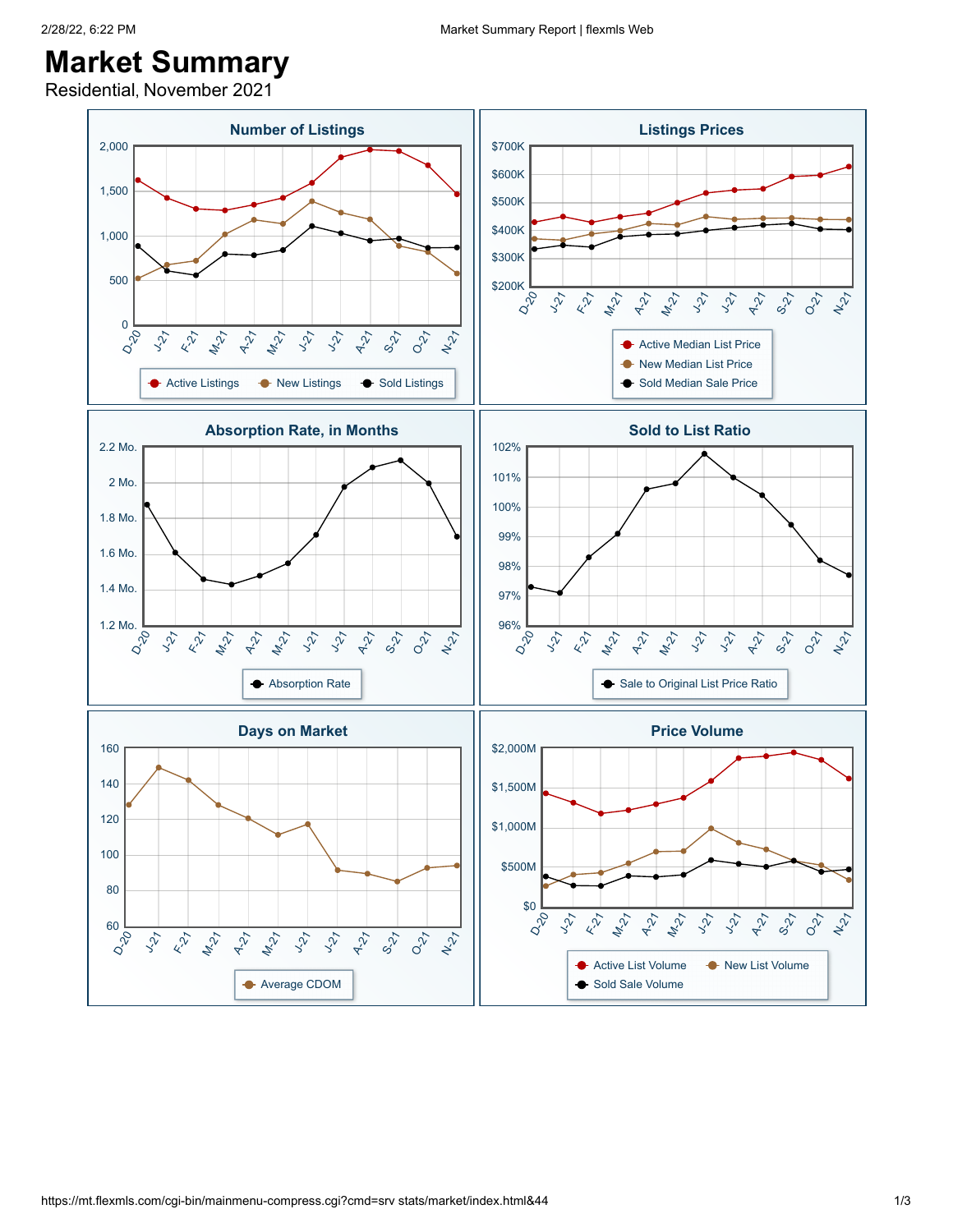# Market Summary

Residential, November 2021

## Number of Listings

2,000
1,500
1,000
500
0

D-20 J-21 F-21 M-21 A-21 M-21 J-21 J-21 A-21 S-21 O-21 N-21

Active Listings · New Listings · Sold Listings

## Listings Prices

$700K
$600K
$500K
$400K
$300K
$200K

D-20 J-21 F-21 M-21 A-21 M-21 J-21 J-21 A-21 S-21 O-21 N-21

Active Median List Price · New Median List Price · Sold Median Sale Price

## Absorption Rate, in Months

2.2 Mo.
2 Mo.
1.8 Mo.
1.6 Mo.
1.4 Mo.
1.2 Mo.

D-20 J-21 F-21 M-21 A-21 M-21 J-21 J-21 A-21 S-21 O-21 N-21

Absorption Rate

## Sold to List Ratio

102%
101%
100%
99%
98%
97%
96%

D-20 J-21 F-21 M-21 A-21 M-21 J-21 J-21 A-21 S-21 O-21 N-21

Sale to Original List Price Ratio

## Days on Market

160
140
120
100
80
60

D-20 J-21 F-21 M-21 A-21 M-21 J-21 J-21 A-21 S-21 O-21 N-21

Average CDOM

## Price Volume

$2,000M
$1,500M
$1,000M
$500M
$0

D-20 J-21 F-21 M-21 A-21 M-21 J-21 J-21 A-21 S-21 O-21 N-21

Active List Volume · New List Volume · Sold Sale Volume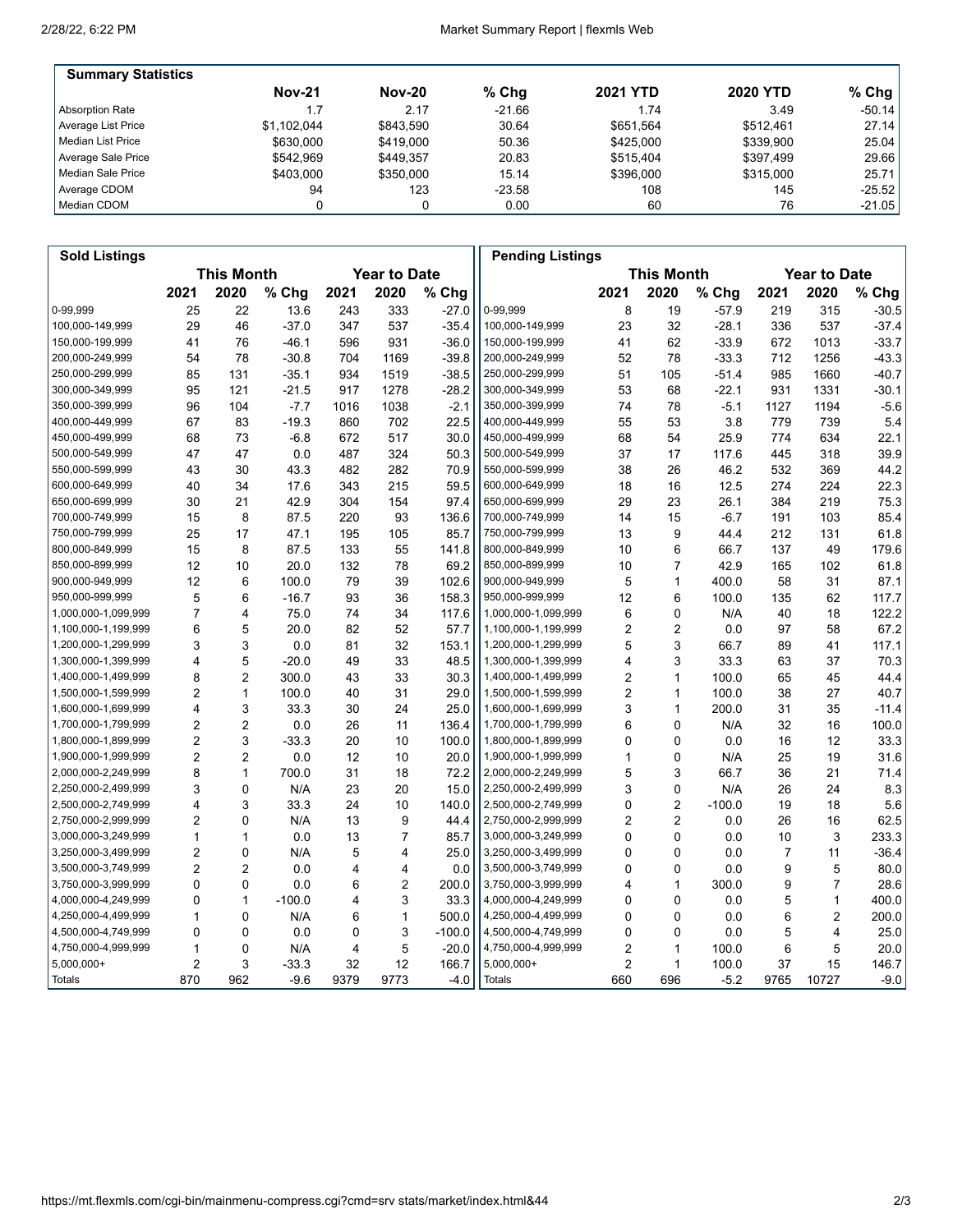## Summary Statistics

| | Nov-21 | Nov-20 | % Chg | 2021 YTD | 2020 YTD | % Chg |
|---|---|---|---|---|---|---|
| Absorption Rate | 1.7 | 2.17 | -21.66 | 1.74 | 3.49 | -50.14 |
| Average List Price | $1,102,044 | $843,590 | 30.64 | $651,564 | $512,461 | 27.14 |
| Median List Price | $630,000 | $419,000 | 50.36 | $425,000 | $339,900 | 25.04 |
| Average Sale Price | $542,969 | $449,357 | 20.83 | $515,404 | $397,499 | 29.66 |
| Median Sale Price | $403,000 | $350,000 | 15.14 | $396,000 | $315,000 | 25.71 |
| Average CDOM | 94 | 123 | -23.58 | 108 | 145 | -25.52 |
| Median CDOM | 0 | 0 | 0.00 | 60 | 76 | -21.05 |

## Sold Listings

| | This Month | | | Year to Date | | |
|---|---|---|---|---|---|---|
| | 2021 | 2020 | % Chg | 2021 | 2020 | % Chg |
| 0-99,999 | 25 | 22 | 13.6 | 243 | 333 | -27.0 |
| 100,000-149,999 | 29 | 46 | -37.0 | 347 | 537 | -35.4 |
| 150,000-199,999 | 41 | 76 | -46.1 | 596 | 931 | -36.0 |
| 200,000-249,999 | 54 | 78 | -30.8 | 704 | 1169 | -39.8 |
| 250,000-299,999 | 85 | 131 | -35.1 | 934 | 1519 | -38.5 |
| 300,000-349,999 | 95 | 121 | -21.5 | 917 | 1278 | -28.2 |
| 350,000-399,999 | 96 | 104 | -7.7 | 1016 | 1038 | -2.1 |
| 400,000-449,999 | 67 | 83 | -19.3 | 860 | 702 | 22.5 |
| 450,000-499,999 | 68 | 73 | -6.8 | 672 | 517 | 30.0 |
| 500,000-549,999 | 47 | 47 | 0.0 | 487 | 324 | 50.3 |
| 550,000-599,999 | 43 | 30 | 43.3 | 482 | 282 | 70.9 |
| 600,000-649,999 | 40 | 34 | 17.6 | 343 | 215 | 59.5 |
| 650,000-699,999 | 30 | 21 | 42.9 | 304 | 154 | 97.4 |
| 700,000-749,999 | 15 | 8 | 87.5 | 220 | 93 | 136.6 |
| 750,000-799,999 | 25 | 17 | 47.1 | 195 | 105 | 85.7 |
| 800,000-849,999 | 15 | 8 | 87.5 | 133 | 55 | 141.8 |
| 850,000-899,999 | 12 | 10 | 20.0 | 132 | 78 | 69.2 |
| 900,000-949,999 | 12 | 6 | 100.0 | 79 | 39 | 102.6 |
| 950,000-999,999 | 5 | 6 | -16.7 | 93 | 36 | 158.3 |
| 1,000,000-1,099,999 | 7 | 4 | 75.0 | 74 | 34 | 117.6 |
| 1,100,000-1,199,999 | 6 | 5 | 20.0 | 82 | 52 | 57.7 |
| 1,200,000-1,299,999 | 3 | 3 | 0.0 | 81 | 32 | 153.1 |
| 1,300,000-1,399,999 | 4 | 5 | -20.0 | 49 | 33 | 48.5 |
| 1,400,000-1,499,999 | 8 | 2 | 300.0 | 43 | 33 | 30.3 |
| 1,500,000-1,599,999 | 2 | 1 | 100.0 | 40 | 31 | 29.0 |
| 1,600,000-1,699,999 | 4 | 3 | 33.3 | 30 | 24 | 25.0 |
| 1,700,000-1,799,999 | 2 | 2 | 0.0 | 26 | 11 | 136.4 |
| 1,800,000-1,899,999 | 2 | 3 | -33.3 | 20 | 10 | 100.0 |
| 1,900,000-1,999,999 | 2 | 2 | 0.0 | 12 | 10 | 20.0 |
| 2,000,000-2,249,999 | 8 | 1 | 700.0 | 31 | 18 | 72.2 |
| 2,250,000-2,499,999 | 3 | 0 | N/A | 23 | 20 | 15.0 |
| 2,500,000-2,749,999 | 4 | 3 | 33.3 | 24 | 10 | 140.0 |
| 2,750,000-2,999,999 | 2 | 0 | N/A | 13 | 9 | 44.4 |
| 3,000,000-3,249,999 | 1 | 1 | 0.0 | 13 | 7 | 85.7 |
| 3,250,000-3,499,999 | 2 | 0 | N/A | 5 | 4 | 25.0 |
| 3,500,000-3,749,999 | 2 | 2 | 0.0 | 4 | 4 | 0.0 |
| 3,750,000-3,999,999 | 0 | 0 | 0.0 | 6 | 2 | 200.0 |
| 4,000,000-4,249,999 | 0 | 1 | -100.0 | 4 | 3 | 33.3 |
| 4,250,000-4,499,999 | 1 | 0 | N/A | 6 | 1 | 500.0 |
| 4,500,000-4,749,999 | 0 | 0 | 0.0 | 0 | 3 | -100.0 |
| 4,750,000-4,999,999 | 1 | 0 | N/A | 4 | 5 | -20.0 |
| 5,000,000+ | 2 | 3 | -33.3 | 32 | 12 | 166.7 |
| Totals | 870 | 962 | -9.6 | 9379 | 9773 | -4.0 |

## Pending Listings

| | This Month | | | Year to Date | | |
|---|---|---|---|---|---|---|
| | 2021 | 2020 | % Chg | 2021 | 2020 | % Chg |
| 0-99,999 | 8 | 19 | -57.9 | 219 | 315 | -30.5 |
| 100,000-149,999 | 23 | 32 | -28.1 | 336 | 537 | -37.4 |
| 150,000-199,999 | 41 | 62 | -33.9 | 672 | 1013 | -33.7 |
| 200,000-249,999 | 52 | 78 | -33.3 | 712 | 1256 | -43.3 |
| 250,000-299,999 | 51 | 105 | -51.4 | 985 | 1660 | -40.7 |
| 300,000-349,999 | 53 | 68 | -22.1 | 931 | 1331 | -30.1 |
| 350,000-399,999 | 74 | 78 | -5.1 | 1127 | 1194 | -5.6 |
| 400,000-449,999 | 55 | 53 | 3.8 | 779 | 739 | 5.4 |
| 450,000-499,999 | 68 | 54 | 25.9 | 774 | 634 | 22.1 |
| 500,000-549,999 | 37 | 17 | 117.6 | 445 | 318 | 39.9 |
| 550,000-599,999 | 38 | 26 | 46.2 | 532 | 369 | 44.2 |
| 600,000-649,999 | 18 | 16 | 12.5 | 274 | 224 | 22.3 |
| 650,000-699,999 | 29 | 23 | 26.1 | 384 | 219 | 75.3 |
| 700,000-749,999 | 14 | 15 | -6.7 | 191 | 103 | 85.4 |
| 750,000-799,999 | 13 | 9 | 44.4 | 212 | 131 | 61.8 |
| 800,000-849,999 | 10 | 6 | 66.7 | 137 | 49 | 179.6 |
| 850,000-899,999 | 10 | 7 | 42.9 | 165 | 102 | 61.8 |
| 900,000-949,999 | 5 | 1 | 400.0 | 58 | 31 | 87.1 |
| 950,000-999,999 | 12 | 6 | 100.0 | 135 | 62 | 117.7 |
| 1,000,000-1,099,999 | 6 | 0 | N/A | 40 | 18 | 122.2 |
| 1,100,000-1,199,999 | 2 | 2 | 0.0 | 97 | 58 | 67.2 |
| 1,200,000-1,299,999 | 5 | 3 | 66.7 | 89 | 41 | 117.1 |
| 1,300,000-1,399,999 | 4 | 3 | 33.3 | 63 | 37 | 70.3 |
| 1,400,000-1,499,999 | 2 | 1 | 100.0 | 65 | 45 | 44.4 |
| 1,500,000-1,599,999 | 2 | 1 | 100.0 | 38 | 27 | 40.7 |
| 1,600,000-1,699,999 | 3 | 1 | 200.0 | 31 | 35 | -11.4 |
| 1,700,000-1,799,999 | 6 | 0 | N/A | 32 | 16 | 100.0 |
| 1,800,000-1,899,999 | 0 | 0 | 0.0 | 16 | 12 | 33.3 |
| 1,900,000-1,999,999 | 1 | 0 | N/A | 25 | 19 | 31.6 |
| 2,000,000-2,249,999 | 5 | 3 | 66.7 | 36 | 21 | 71.4 |
| 2,250,000-2,499,999 | 3 | 0 | N/A | 26 | 24 | 8.3 |
| 2,500,000-2,749,999 | 0 | 2 | -100.0 | 19 | 18 | 5.6 |
| 2,750,000-2,999,999 | 2 | 2 | 0.0 | 26 | 16 | 62.5 |
| 3,000,000-3,249,999 | 0 | 0 | 0.0 | 10 | 3 | 233.3 |
| 3,250,000-3,499,999 | 0 | 0 | 0.0 | 7 | 11 | -36.4 |
| 3,500,000-3,749,999 | 0 | 0 | 0.0 | 9 | 5 | 80.0 |
| 3,750,000-3,999,999 | 4 | 1 | 300.0 | 9 | 7 | 28.6 |
| 4,000,000-4,249,999 | 0 | 0 | 0.0 | 5 | 1 | 400.0 |
| 4,250,000-4,499,999 | 0 | 0 | 0.0 | 6 | 2 | 200.0 |
| 4,500,000-4,749,999 | 0 | 0 | 0.0 | 5 | 4 | 25.0 |
| 4,750,000-4,999,999 | 2 | 1 | 100.0 | 6 | 5 | 20.0 |
| 5,000,000+ | 2 | 1 | 100.0 | 37 | 15 | 146.7 |
| Totals | 660 | 696 | -5.2 | 9765 | 10727 | -9.0 |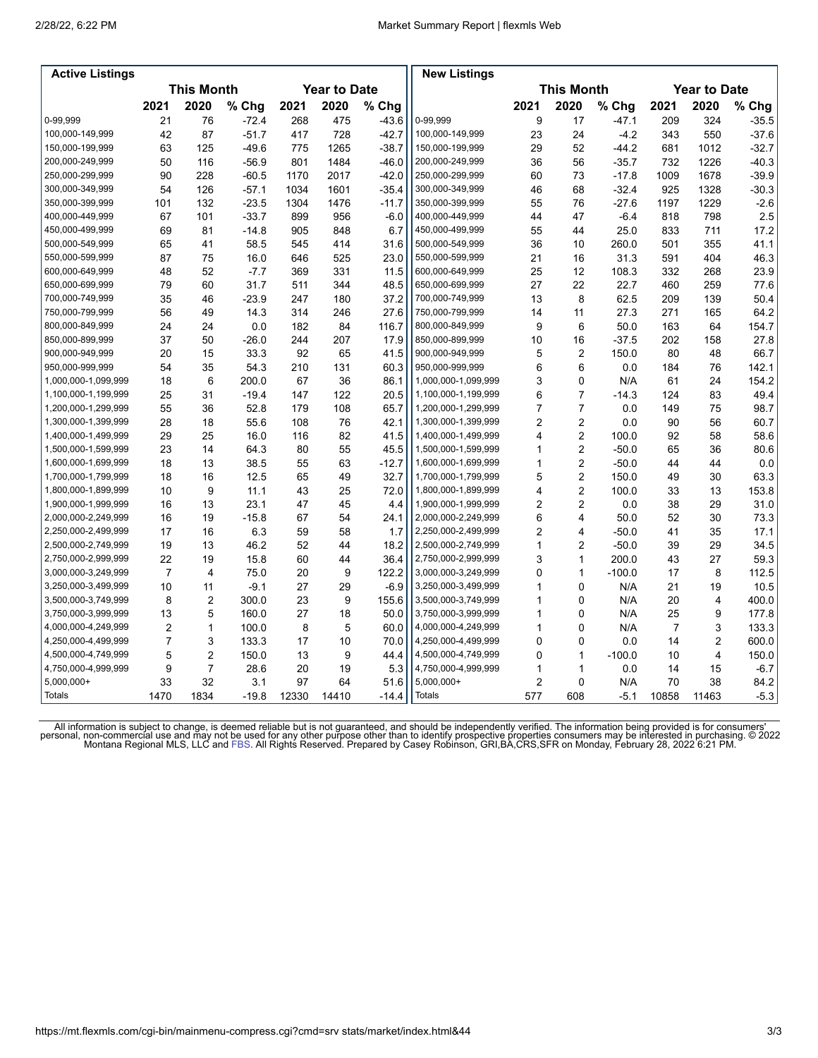## Active Listings

| | This Month | | | Year to Date | | |
|---|---|---|---|---|---|---|
| | 2021 | 2020 | % Chg | 2021 | 2020 | % Chg |
| 0-99,999 | 21 | 76 | -72.4 | 268 | 475 | -43.6 |
| 100,000-149,999 | 42 | 87 | -51.7 | 417 | 728 | -42.7 |
| 150,000-199,999 | 63 | 125 | -49.6 | 775 | 1265 | -38.7 |
| 200,000-249,999 | 50 | 116 | -56.9 | 801 | 1484 | -46.0 |
| 250,000-299,999 | 90 | 228 | -60.5 | 1170 | 2017 | -42.0 |
| 300,000-349,999 | 54 | 126 | -57.1 | 1034 | 1601 | -35.4 |
| 350,000-399,999 | 101 | 132 | -23.5 | 1304 | 1476 | -11.7 |
| 400,000-449,999 | 67 | 101 | -33.7 | 899 | 956 | -6.0 |
| 450,000-499,999 | 69 | 81 | -14.8 | 905 | 848 | 6.7 |
| 500,000-549,999 | 65 | 41 | 58.5 | 545 | 414 | 31.6 |
| 550,000-599,999 | 87 | 75 | 16.0 | 646 | 525 | 23.0 |
| 600,000-649,999 | 48 | 52 | -7.7 | 369 | 331 | 11.5 |
| 650,000-699,999 | 79 | 60 | 31.7 | 511 | 344 | 48.5 |
| 700,000-749,999 | 35 | 46 | -23.9 | 247 | 180 | 37.2 |
| 750,000-799,999 | 56 | 49 | 14.3 | 314 | 246 | 27.6 |
| 800,000-849,999 | 24 | 24 | 0.0 | 182 | 84 | 116.7 |
| 850,000-899,999 | 37 | 50 | -26.0 | 244 | 207 | 17.9 |
| 900,000-949,999 | 20 | 15 | 33.3 | 92 | 65 | 41.5 |
| 950,000-999,999 | 54 | 35 | 54.3 | 210 | 131 | 60.3 |
| 1,000,000-1,099,999 | 18 | 6 | 200.0 | 67 | 36 | 86.1 |
| 1,100,000-1,199,999 | 25 | 31 | -19.4 | 147 | 122 | 20.5 |
| 1,200,000-1,299,999 | 55 | 36 | 52.8 | 179 | 108 | 65.7 |
| 1,300,000-1,399,999 | 28 | 18 | 55.6 | 108 | 76 | 42.1 |
| 1,400,000-1,499,999 | 29 | 25 | 16.0 | 116 | 82 | 41.5 |
| 1,500,000-1,599,999 | 23 | 14 | 64.3 | 80 | 55 | 45.5 |
| 1,600,000-1,699,999 | 18 | 13 | 38.5 | 55 | 63 | -12.7 |
| 1,700,000-1,799,999 | 18 | 16 | 12.5 | 65 | 49 | 32.7 |
| 1,800,000-1,899,999 | 10 | 9 | 11.1 | 43 | 25 | 72.0 |
| 1,900,000-1,999,999 | 16 | 13 | 23.1 | 47 | 45 | 4.4 |
| 2,000,000-2,249,999 | 16 | 19 | -15.8 | 67 | 54 | 24.1 |
| 2,250,000-2,499,999 | 17 | 16 | 6.3 | 59 | 58 | 1.7 |
| 2,500,000-2,749,999 | 19 | 13 | 46.2 | 52 | 44 | 18.2 |
| 2,750,000-2,999,999 | 22 | 19 | 15.8 | 60 | 44 | 36.4 |
| 3,000,000-3,249,999 | 7 | 4 | 75.0 | 20 | 9 | 122.2 |
| 3,250,000-3,499,999 | 10 | 11 | -9.1 | 27 | 29 | -6.9 |
| 3,500,000-3,749,999 | 8 | 2 | 300.0 | 23 | 9 | 155.6 |
| 3,750,000-3,999,999 | 13 | 5 | 160.0 | 27 | 18 | 50.0 |
| 4,000,000-4,249,999 | 2 | 1 | 100.0 | 8 | 5 | 60.0 |
| 4,250,000-4,499,999 | 7 | 3 | 133.3 | 17 | 10 | 70.0 |
| 4,500,000-4,749,999 | 5 | 2 | 150.0 | 13 | 9 | 44.4 |
| 4,750,000-4,999,999 | 9 | 7 | 28.6 | 20 | 19 | 5.3 |
| 5,000,000+ | 33 | 32 | 3.1 | 97 | 64 | 51.6 |
| Totals | 1470 | 1834 | -19.8 | 12330 | 14410 | -14.4 |

## New Listings

| | This Month | | | Year to Date | | |
|---|---|---|---|---|---|---|
| | 2021 | 2020 | % Chg | 2021 | 2020 | % Chg |
| 0-99,999 | 9 | 17 | -47.1 | 209 | 324 | -35.5 |
| 100,000-149,999 | 23 | 24 | -4.2 | 343 | 550 | -37.6 |
| 150,000-199,999 | 29 | 52 | -44.2 | 681 | 1012 | -32.7 |
| 200,000-249,999 | 36 | 56 | -35.7 | 732 | 1226 | -40.3 |
| 250,000-299,999 | 60 | 73 | -17.8 | 1009 | 1678 | -39.9 |
| 300,000-349,999 | 46 | 68 | -32.4 | 925 | 1328 | -30.3 |
| 350,000-399,999 | 55 | 76 | -27.6 | 1197 | 1229 | -2.6 |
| 400,000-449,999 | 44 | 47 | -6.4 | 818 | 798 | 2.5 |
| 450,000-499,999 | 55 | 44 | 25.0 | 833 | 711 | 17.2 |
| 500,000-549,999 | 36 | 10 | 260.0 | 501 | 355 | 41.1 |
| 550,000-599,999 | 21 | 16 | 31.3 | 591 | 404 | 46.3 |
| 600,000-649,999 | 25 | 12 | 108.3 | 332 | 268 | 23.9 |
| 650,000-699,999 | 27 | 22 | 22.7 | 460 | 259 | 77.6 |
| 700,000-749,999 | 13 | 8 | 62.5 | 209 | 139 | 50.4 |
| 750,000-799,999 | 14 | 11 | 27.3 | 271 | 165 | 64.2 |
| 800,000-849,999 | 9 | 6 | 50.0 | 163 | 64 | 154.7 |
| 850,000-899,999 | 10 | 16 | -37.5 | 202 | 158 | 27.8 |
| 900,000-949,999 | 5 | 2 | 150.0 | 80 | 48 | 66.7 |
| 950,000-999,999 | 6 | 6 | 0.0 | 184 | 76 | 142.1 |
| 1,000,000-1,099,999 | 3 | 0 | N/A | 61 | 24 | 154.2 |
| 1,100,000-1,199,999 | 6 | 7 | -14.3 | 124 | 83 | 49.4 |
| 1,200,000-1,299,999 | 7 | 7 | 0.0 | 149 | 75 | 98.7 |
| 1,300,000-1,399,999 | 2 | 2 | 0.0 | 90 | 56 | 60.7 |
| 1,400,000-1,499,999 | 4 | 2 | 100.0 | 92 | 58 | 58.6 |
| 1,500,000-1,599,999 | 1 | 2 | -50.0 | 65 | 36 | 80.6 |
| 1,600,000-1,699,999 | 1 | 2 | -50.0 | 44 | 44 | 0.0 |
| 1,700,000-1,799,999 | 5 | 2 | 150.0 | 49 | 30 | 63.3 |
| 1,800,000-1,899,999 | 4 | 2 | 100.0 | 33 | 13 | 153.8 |
| 1,900,000-1,999,999 | 2 | 2 | 0.0 | 38 | 29 | 31.0 |
| 2,000,000-2,249,999 | 6 | 4 | 50.0 | 52 | 30 | 73.3 |
| 2,250,000-2,499,999 | 2 | 4 | -50.0 | 41 | 35 | 17.1 |
| 2,500,000-2,749,999 | 1 | 2 | -50.0 | 39 | 29 | 34.5 |
| 2,750,000-2,999,999 | 3 | 1 | 200.0 | 43 | 27 | 59.3 |
| 3,000,000-3,249,999 | 0 | 1 | -100.0 | 17 | 8 | 112.5 |
| 3,250,000-3,499,999 | 1 | 0 | N/A | 21 | 19 | 10.5 |
| 3,500,000-3,749,999 | 1 | 0 | N/A | 20 | 4 | 400.0 |
| 3,750,000-3,999,999 | 1 | 0 | N/A | 25 | 9 | 177.8 |
| 4,000,000-4,249,999 | 1 | 0 | N/A | 7 | 3 | 133.3 |
| 4,250,000-4,499,999 | 0 | 0 | 0.0 | 14 | 2 | 600.0 |
| 4,500,000-4,749,999 | 0 | 1 | -100.0 | 10 | 4 | 150.0 |
| 4,750,000-4,999,999 | 1 | 1 | 0.0 | 14 | 15 | -6.7 |
| 5,000,000+ | 2 | 0 | N/A | 70 | 38 | 84.2 |
| Totals | 577 | 608 | -5.1 | 10858 | 11463 | -5.3 |

All information is subject to change, is deemed reliable but is not guaranteed, and should be independently verified. The information being provided is for consumers' personal, non-commercial use and may not be used for any other purpose other than to identify prospective properties consumers may be interested in purchasing. © 2022 Montana Regional MLS, LLC and FBS. All Rights Reserved. Prepared by Casey Robinson, GRI,BA,CRS,SFR on Monday, February 28, 2022 6:21 PM.